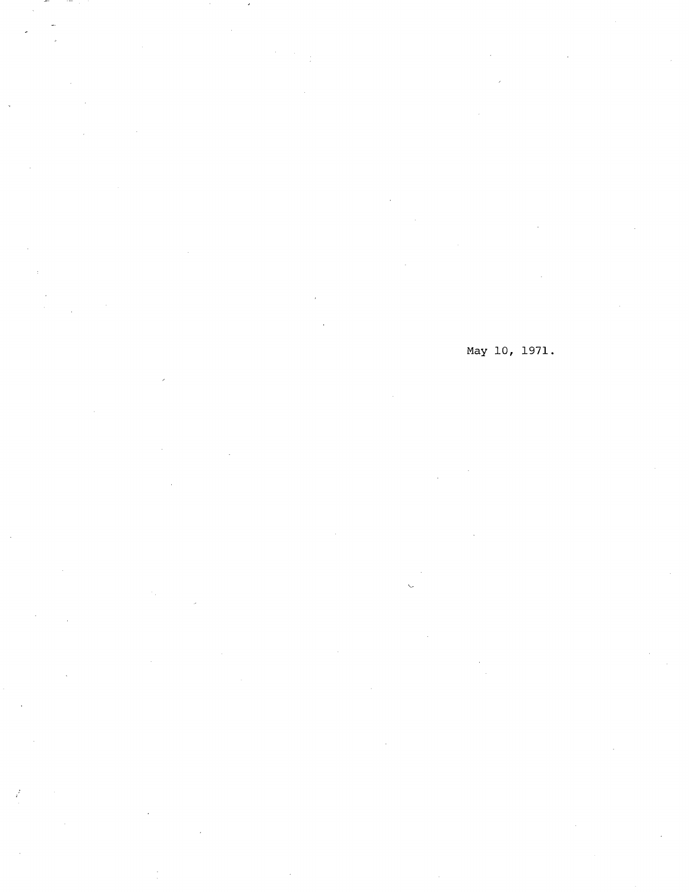May 10, 1971.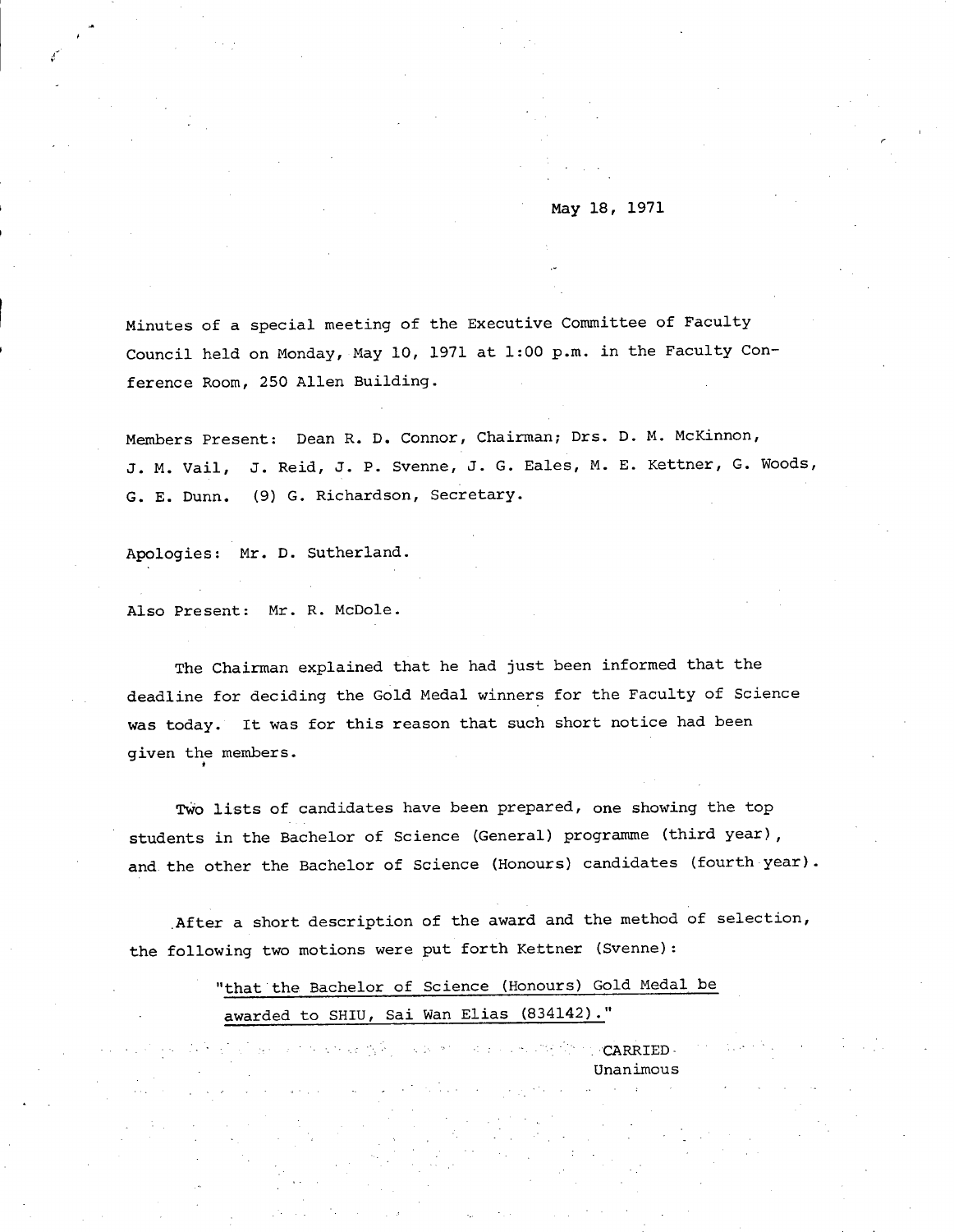May 18, 1971

Minutes of a special meeting of the Executive Committee of Faculty Council held on Monday, May 10, 1971 at 1:00 p.m. in the Faculty Conference Room, 250 Allen Building.

Members Present: Dean R. D. Connor, Chairman; Drs. D. M. McKinnon, J. M. Vail, J. Reid, J. P. Svenne, J. G. Eales, M. E. Kettner, G. Woods, G. E. Dunn. (9) G. Richardson, Secretary.

Apologies: Mr. D. Sutherland.

Also Present: Mr. R. McDole.

The Chairman explained that he had just been informed that the deadline for deciding the Gold Medal winners for the Faculty of Science was today. It was for this reason that such short notice had been given the members.

Two lists of candidates have been prepared, one showing the top students in the Bachelor of Science (General) programme (third year), and the other the Bachelor of Science (Honours) candidates (fourth year).

After a short description of the award and the method of selection, the following two motions were put forth Kettner (Svenne):

> "that the Bachelor of Science (Honours) Gold Medal be awarded to SHIU, Sai Wan Elias (834142)."

CARRIED
Unanimous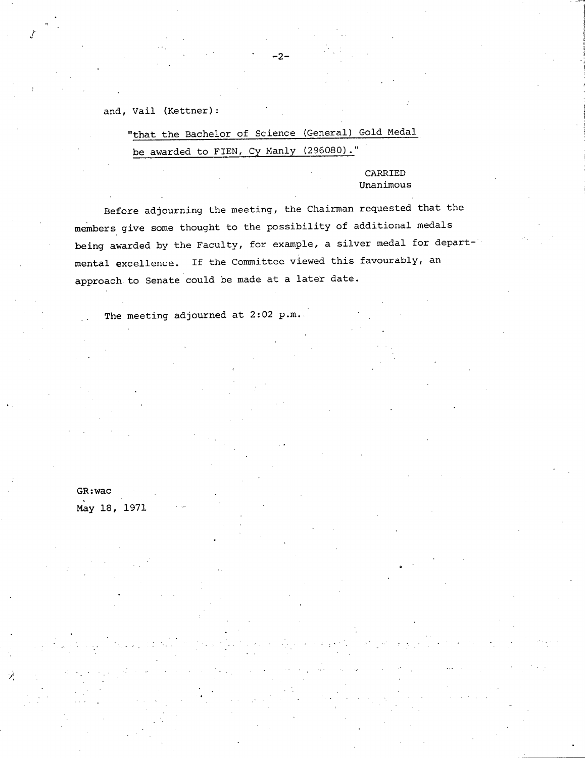and, Vail (Kettner):

> "that the Bachelor of Science (General) Gold Medal be awarded to FIEN, Cy Manly (296080)."

CARRIED
Unanimous

Before adjourning the meeting, the Chairman requested that the members give some thought to the possibility of additional medals being awarded by the Faculty, for example, a silver medal for departmental excellence. If the Committee viewed this favourably, an approach to Senate could be made at a later date.

The meeting adjourned at 2:02 p.m.

GR:wac
May 18, 1971